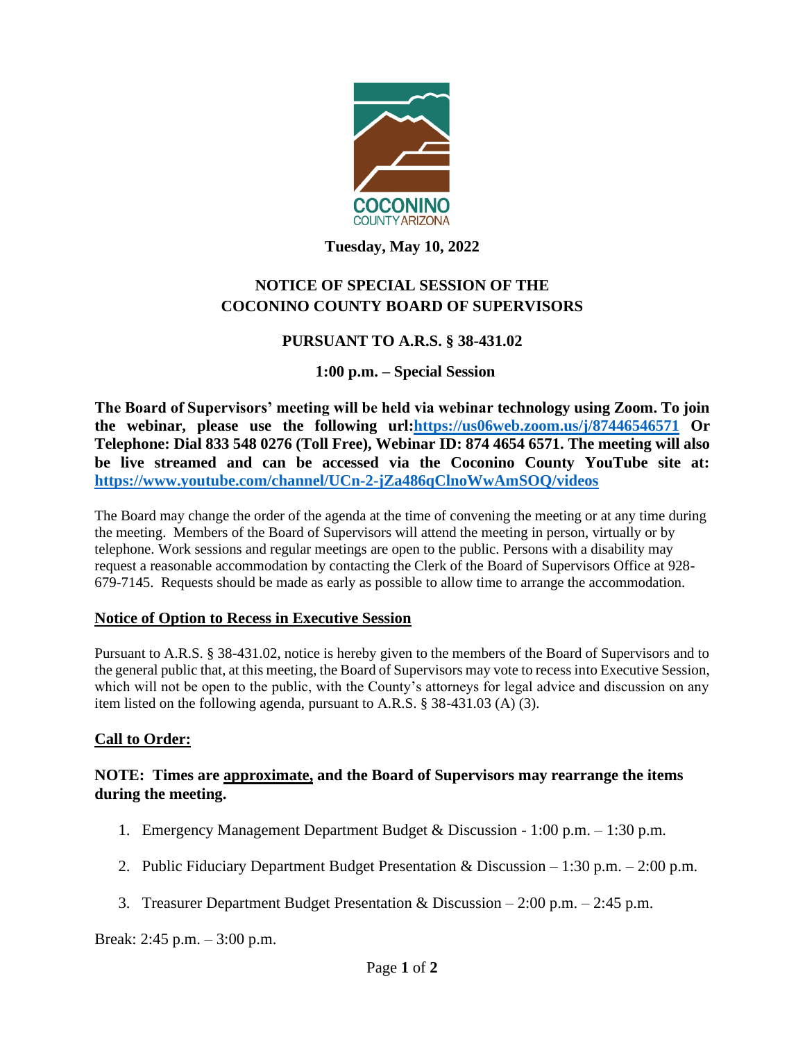COCONINO
COUNTY ARIZONA

**Tuesday, May 10, 2022**

## NOTICE OF SPECIAL SESSION OF THE COCONINO COUNTY BOARD OF SUPERVISORS

### PURSUANT TO A.R.S. § 38-431.02

### 1:00 p.m. – Special Session

**The Board of Supervisors' meeting will be held via webinar technology using Zoom. To join the webinar, please use the following url:[https://us06web.zoom.us/j/87446546571](https://us06web.zoom.us/j/87446546571) Or Telephone: Dial 833 548 0276 (Toll Free), Webinar ID: 874 4654 6571. The meeting will also be live streamed and can be accessed via the Coconino County YouTube site at: [https://www.youtube.com/channel/UCn-2-jZa486qClnoWwAmSOQ/videos](https://www.youtube.com/channel/UCn-2-jZa486qClnoWwAmSOQ/videos)**

The Board may change the order of the agenda at the time of convening the meeting or at any time during the meeting. Members of the Board of Supervisors will attend the meeting in person, virtually or by telephone. Work sessions and regular meetings are open to the public. Persons with a disability may request a reasonable accommodation by contacting the Clerk of the Board of Supervisors Office at 928-679-7145. Requests should be made as early as possible to allow time to arrange the accommodation.

**Notice of Option to Recess in Executive Session**

Pursuant to A.R.S. § 38-431.02, notice is hereby given to the members of the Board of Supervisors and to the general public that, at this meeting, the Board of Supervisors may vote to recess into Executive Session, which will not be open to the public, with the County's attorneys for legal advice and discussion on any item listed on the following agenda, pursuant to A.R.S. § 38-431.03 (A) (3).

**Call to Order:**

**NOTE: Times are approximate, and the Board of Supervisors may rearrange the items during the meeting.**

1. Emergency Management Department Budget & Discussion - 1:00 p.m. – 1:30 p.m.
2. Public Fiduciary Department Budget Presentation & Discussion – 1:30 p.m. – 2:00 p.m.
3. Treasurer Department Budget Presentation & Discussion – 2:00 p.m. – 2:45 p.m.

Break: 2:45 p.m. – 3:00 p.m.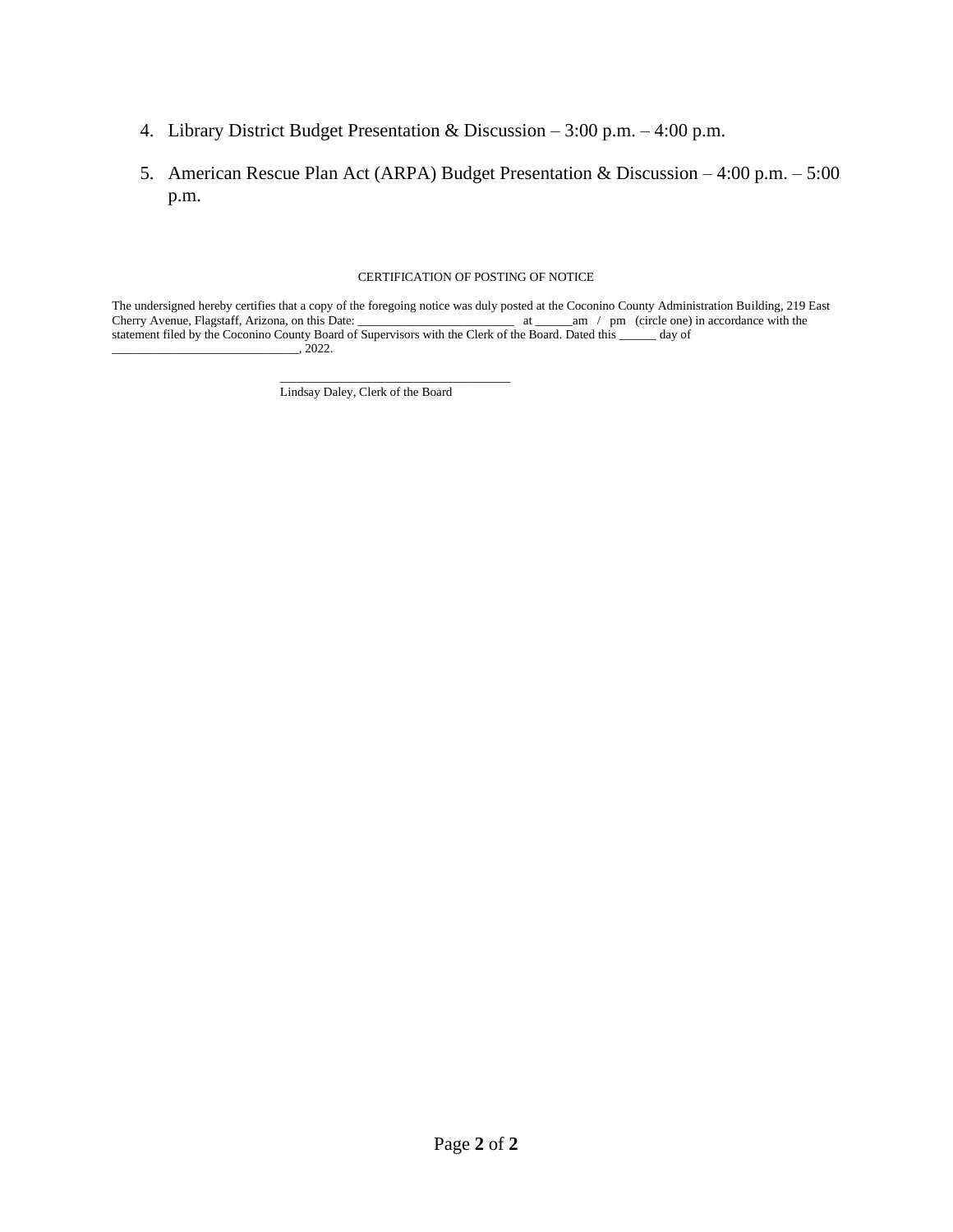4. Library District Budget Presentation & Discussion – 3:00 p.m. – 4:00 p.m.

5. American Rescue Plan Act (ARPA) Budget Presentation & Discussion – 4:00 p.m. – 5:00 p.m.

CERTIFICATION OF POSTING OF NOTICE

The undersigned hereby certifies that a copy of the foregoing notice was duly posted at the Coconino County Administration Building, 219 East Cherry Avenue, Flagstaff, Arizona, on this Date: _________________________ at ______am / pm (circle one) in accordance with the statement filed by the Coconino County Board of Supervisors with the Clerk of the Board. Dated this ______ day of ______________________________, 2022.

____________________________________
Lindsay Daley, Clerk of the Board